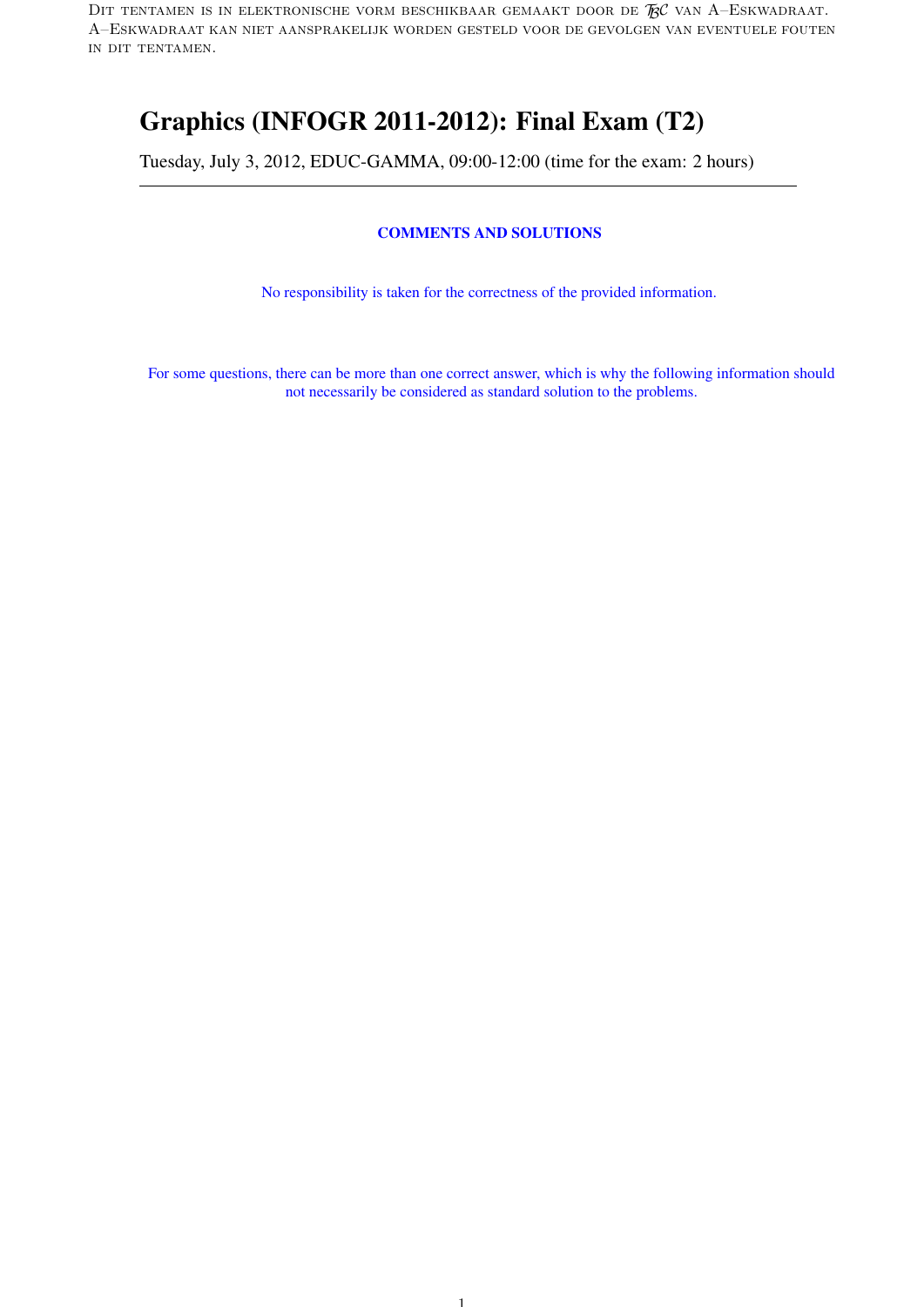Dit tentamen is in elektronische vorm beschikbaar gemaakt door de TBC van A–Eskwadraat. A–Eskwadraat kan niet aansprakelijk worden gesteld voor de gevolgen van eventuele fouten in dit tentamen.

# Graphics (INFOGR 2011-2012): Final Exam (T2)

Tuesday, July 3, 2012, EDUC-GAMMA, 09:00-12:00 (time for the exam: 2 hours)

---

**COMMENTS AND SOLUTIONS**

No responsibility is taken for the correctness of the provided information.

For some questions, there can be more than one correct answer, which is why the following information should not necessarily be considered as standard solution to the problems.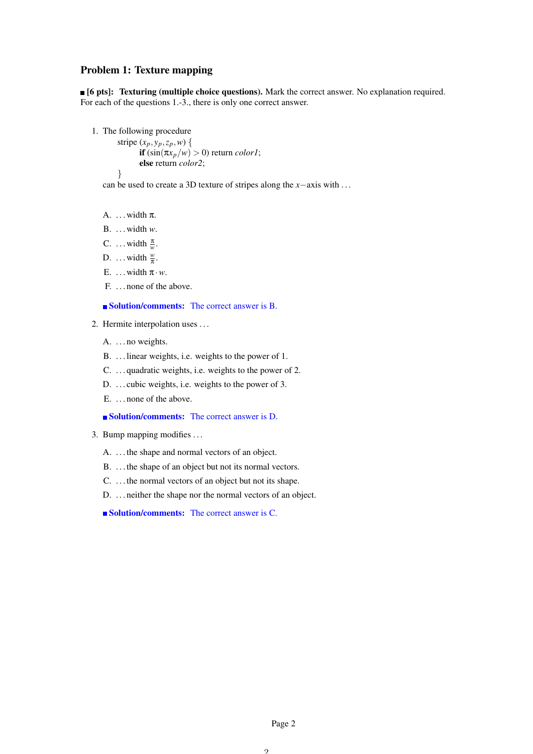## Problem 1: Texturing mapping

■ **[6 pts]: Texturing (multiple choice questions).** Mark the correct answer. No explanation required. For each of the questions 1.-3., there is only one correct answer.

1. The following procedure

   stripe $(x_p, y_p, z_p, w)$ {
   **if** $(\sin(\pi x_p/w) > 0)$ return *color1*;
   **else** return *color2*;
   }

   can be used to create a 3D texture of stripes along the $x-$axis with ...

   A. ...width $\pi$.

   B. ...width $w$.

   C. ...width $\frac{\pi}{w}$.

   D. ...width $\frac{w}{\pi}$.

   E. ...width $\pi \cdot w$.

   F. ...none of the above.

   ■ **Solution/comments:** The correct answer is B.

2. Hermite interpolation uses ...

   A. ...no weights.

   B. ...linear weights, i.e. weights to the power of 1.

   C. ...quadratic weights, i.e. weights to the power of 2.

   D. ...cubic weights, i.e. weights to the power of 3.

   E. ...none of the above.

   ■ **Solution/comments:** The correct answer is D.

3. Bump mapping modifies ...

   A. ...the shape and normal vectors of an object.

   B. ...the shape of an object but not its normal vectors.

   C. ...the normal vectors of an object but not its shape.

   D. ...neither the shape nor the normal vectors of an object.

   ■ **Solution/comments:** The correct answer is C.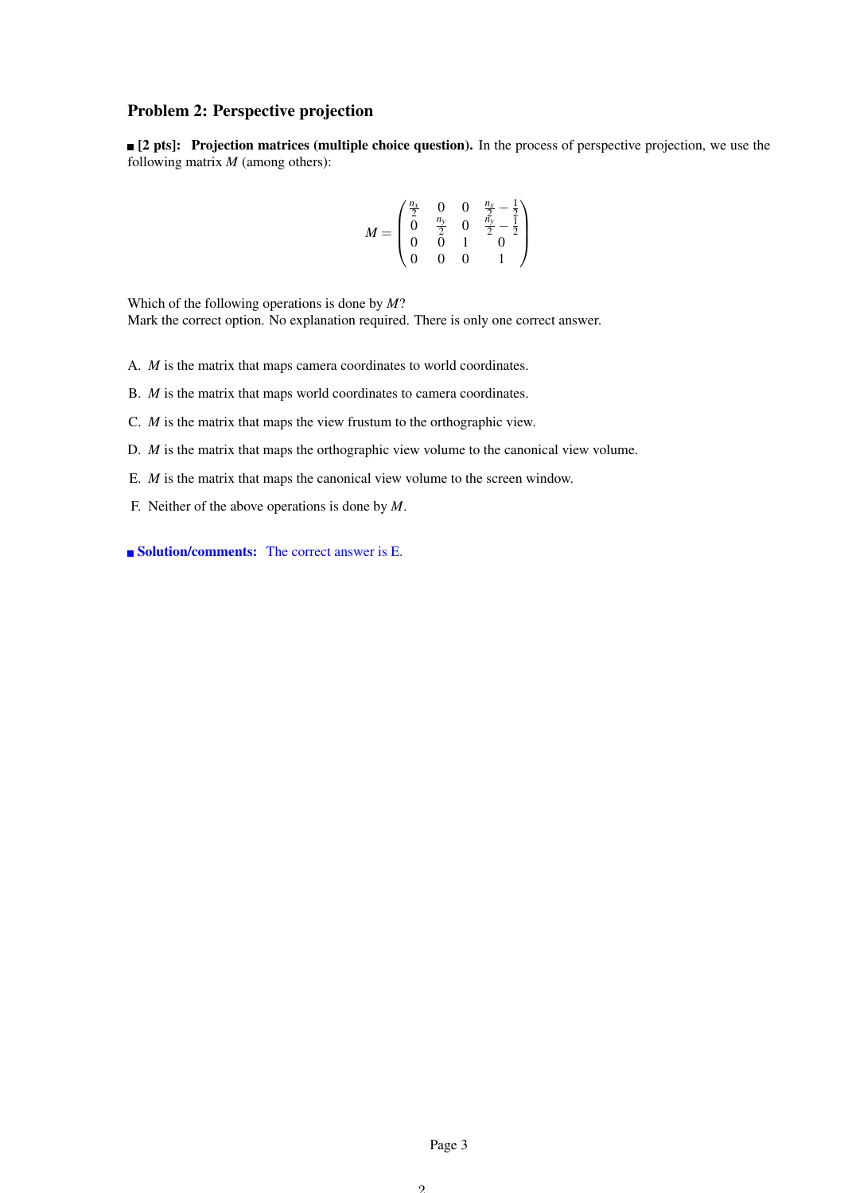## Problem 2: Perspective projection

■ **[2 pts]: Projection matrices (multiple choice question).** In the process of perspective projection, we use the following matrix $M$ (among others):

$$M = \begin{pmatrix} \frac{n_x}{2} & 0 & 0 & \frac{n_x}{2} - \frac{1}{2} \\ 0 & \frac{n_y}{2} & 0 & \frac{n_y}{2} - \frac{1}{2} \\ 0 & 0 & 1 & 0 \\ 0 & 0 & 0 & 1 \end{pmatrix}$$

Which of the following operations is done by $M$?
Mark the correct option. No explanation required. There is only one correct answer.

A. $M$ is the matrix that maps camera coordinates to world coordinates.

B. $M$ is the matrix that maps world coordinates to camera coordinates.

C. $M$ is the matrix that maps the view frustum to the orthographic view.

D. $M$ is the matrix that maps the orthographic view volume to the canonical view volume.

E. $M$ is the matrix that maps the canonical view volume to the screen window.

F. Neither of the above operations is done by $M$.

■ **Solution/comments:** The correct answer is E.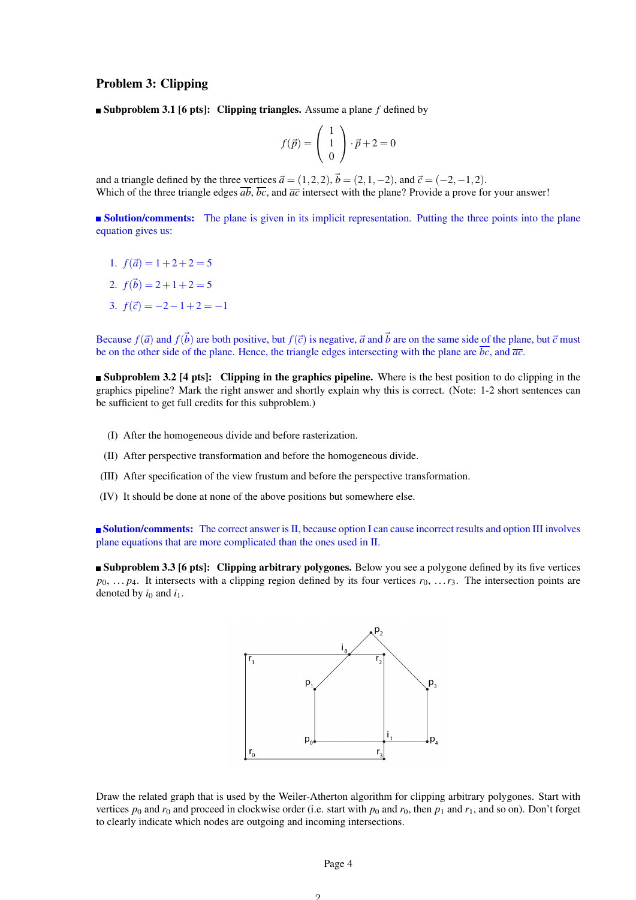## Problem 3: Clipping

**Subproblem 3.1 [6 pts]: Clipping triangles.** Assume a plane $f$ defined by

$$f(\vec{p}) = \begin{pmatrix} 1 \\ 1 \\ 0 \end{pmatrix} \cdot \vec{p} + 2 = 0$$

and a triangle defined by the three vertices $\vec{a} = (1,2,2)$, $\vec{b} = (2,1,-2)$, and $\vec{c} = (-2,-1,2)$.
Which of the three triangle edges $\overline{ab}$, $\overline{bc}$, and $\overline{ac}$ intersect with the plane? Provide a prove for your answer!

**Solution/comments:** The plane is given in its implicit representation. Putting the three points into the plane equation gives us:

1. $f(\vec{a}) = 1+2+2 = 5$
2. $f(\vec{b}) = 2+1+2 = 5$
3. $f(\vec{c}) = -2-1+2 = -1$

Because $f(\vec{a})$ and $f(\vec{b})$ are both positive, but $f(\vec{c})$ is negative, $\vec{a}$ and $\vec{b}$ are on the same side of the plane, but $\vec{c}$ must be on the other side of the plane. Hence, the triangle edges intersecting with the plane are $\overline{bc}$, and $\overline{ac}$.

**Subproblem 3.2 [4 pts]: Clipping in the graphics pipeline.** Where is the best position to do clipping in the graphics pipeline? Mark the right answer and shortly explain why this is correct. (Note: 1-2 short sentences can be sufficient to get full credits for this subproblem.)

(I) After the homogeneous divide and before rasterization.

(II) After perspective transformation and before the homogeneous divide.

(III) After specification of the view frustum and before the perspective transformation.

(IV) It should be done at none of the above positions but somewhere else.

**Solution/comments:** The correct answer is II, because option I can cause incorrect results and option III involves plane equations that are more complicated than the ones used in II.

**Subproblem 3.3 [6 pts]: Clipping arbitrary polygons.** Below you see a polygone defined by its five vertices $p_0, \ldots p_4$. It intersects with a clipping region defined by its four vertices $r_0, \ldots r_3$. The intersection points are denoted by $i_0$ and $i_1$.

p2
i0
r1
r2
p1
p3
p0
i1
p4
r0
r3

Draw the related graph that is used by the Weiler-Atherton algorithm for clipping arbitrary polygones. Start with vertices $p_0$ and $r_0$ and proceed in clockwise order (i.e. start with $p_0$ and $r_0$, then $p_1$ and $r_1$, and so on). Don't forget to clearly indicate which nodes are outgoing and incoming intersections.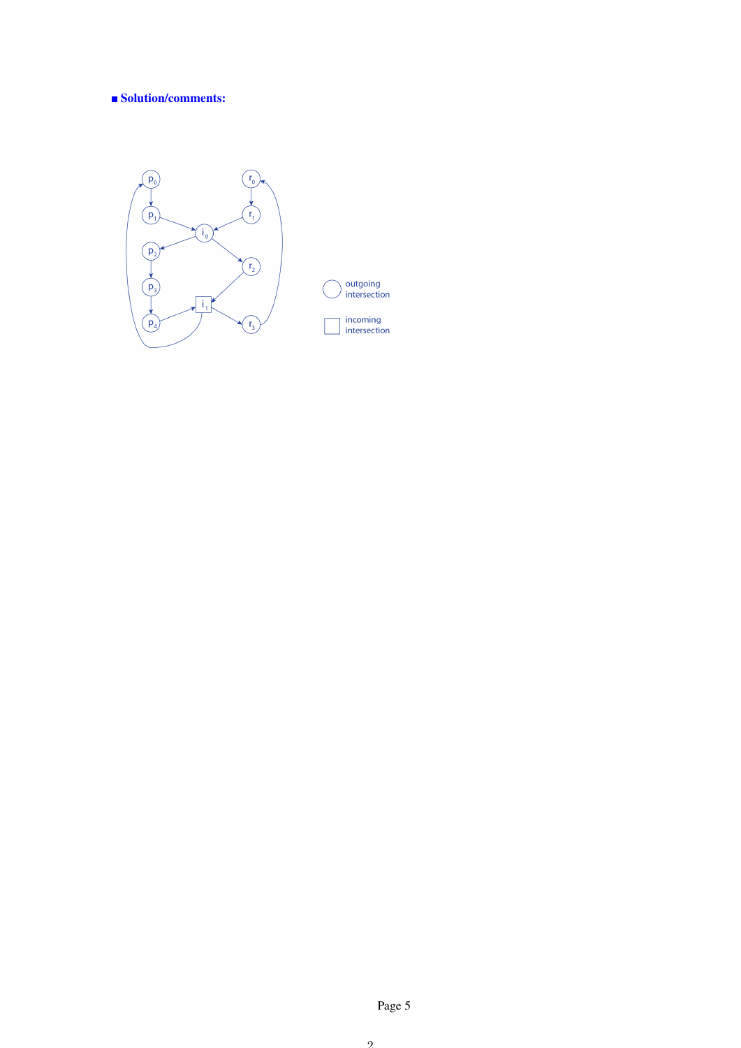■ **Solution/comments:**

$p_0$

$p_1$

$p_2$

$p_3$

$p_4$

$i_0$

$i_1$

$r_0$

$r_1$

$r_2$

$r_3$

outgoing intersection

incoming intersection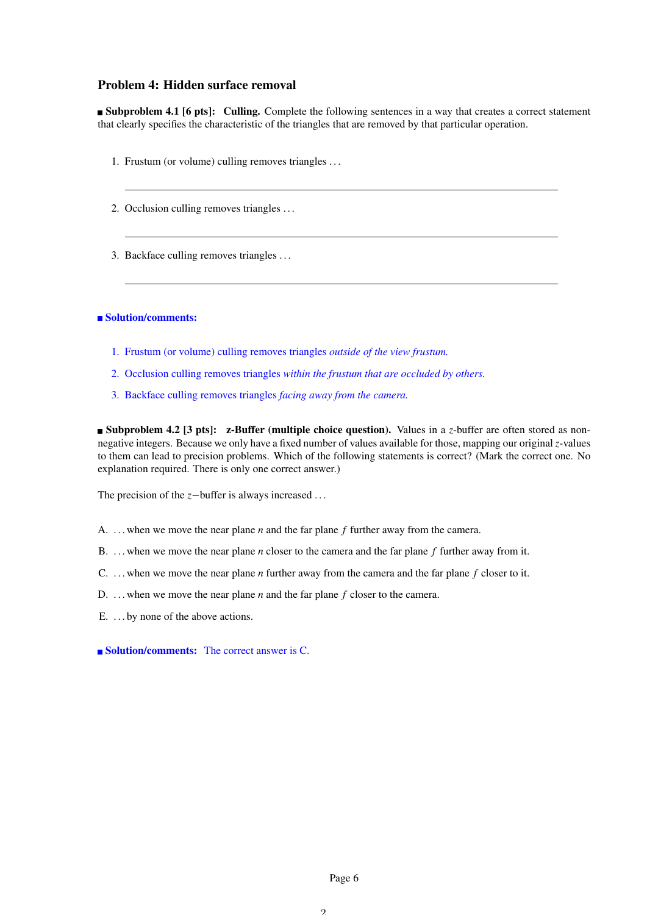## Problem 4: Hidden surface removal

■ **Subproblem 4.1 [6 pts]: Culling.** Complete the following sentences in a way that creates a correct statement that clearly specifies the characteristic of the triangles that are removed by that particular operation.

1. Frustum (or volume) culling removes triangles ...

   ______________________________________________

2. Occlusion culling removes triangles ...

   ______________________________________________

3. Backface culling removes triangles ...

   ______________________________________________

■ **Solution/comments:**

1. Frustum (or volume) culling removes triangles *outside of the view frustum.*
2. Occlusion culling removes triangles *within the frustum that are occluded by others.*
3. Backface culling removes triangles *facing away from the camera.*

■ **Subproblem 4.2 [3 pts]: z-Buffer (multiple choice question).** Values in a $z$-buffer are often stored as non-negative integers. Because we only have a fixed number of values available for those, mapping our original $z$-values to them can lead to precision problems. Which of the following statements is correct? (Mark the correct one. No explanation required. There is only one correct answer.)

The precision of the $z-$buffer is always increased ...

A. ... when we move the near plane $n$ and the far plane $f$ further away from the camera.

B. ... when we move the near plane $n$ closer to the camera and the far plane $f$ further away from it.

C. ... when we move the near plane $n$ further away from the camera and the far plane $f$ closer to it.

D. ... when we move the near plane $n$ and the far plane $f$ closer to the camera.

E. ... by none of the above actions.

■ **Solution/comments:** The correct answer is C.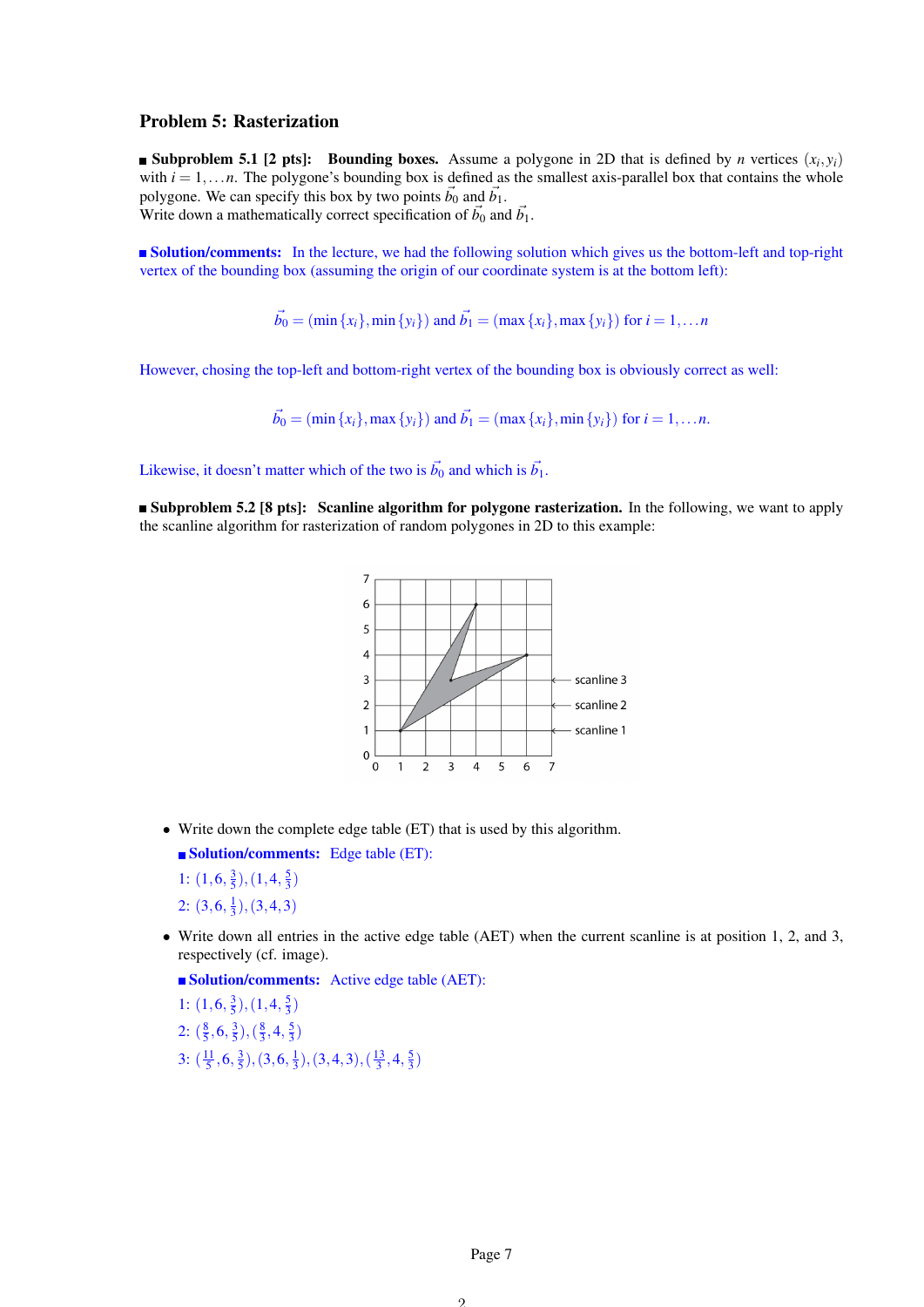### Problem 5: Rasterization

■ **Subproblem 5.1 [2 pts]: Bounding boxes.** Assume a polygone in 2D that is defined by $n$ vertices $(x_i, y_i)$ with $i = 1, \ldots n$. The polygone's bounding box is defined as the smallest axis-parallel box that contains the whole polygone. We can specify this box by two points $\vec{b_0}$ and $\vec{b_1}$.
Write down a mathematically correct specification of $\vec{b_0}$ and $\vec{b_1}$.

■ **Solution/comments:** In the lecture, we had the following solution which gives us the bottom-left and top-right vertex of the bounding box (assuming the origin of our coordinate system is at the bottom left):

$$\vec{b_0} = (\min\{x_i\}, \min\{y_i\}) \text{ and } \vec{b_1} = (\max\{x_i\}, \max\{y_i\}) \text{ for } i = 1, \ldots n$$

However, chosing the top-left and bottom-right vertex of the bounding box is obviously correct as well:

$$\vec{b_0} = (\min\{x_i\}, \max\{y_i\}) \text{ and } \vec{b_1} = (\max\{x_i\}, \min\{y_i\}) \text{ for } i = 1, \ldots n.$$

Likewise, it doesn't matter which of the two is $\vec{b_0}$ and which is $\vec{b_1}$.

■ **Subproblem 5.2 [8 pts]: Scanline algorithm for polygone rasterization.** In the following, we want to apply the scanline algorithm for rasterization of random polygones in 2D to this example:

7
6
5
4
3
2
1
0
0 1 2 3 4 5 6 7
scanline 3
scanline 2
scanline 1

- Write down the complete edge table (ET) that is used by this algorithm.

  ■ **Solution/comments:** Edge table (ET):

  1: $(1, 6, \frac{3}{5}), (1, 4, \frac{5}{3})$

  2: $(3, 6, \frac{1}{3}), (3, 4, 3)$

- Write down all entries in the active edge table (AET) when the current scanline is at position 1, 2, and 3, respectively (cf. image).

  ■ **Solution/comments:** Active edge table (AET):

  1: $(1, 6, \frac{3}{5}), (1, 4, \frac{5}{3})$

  2: $(\frac{8}{5}, 6, \frac{3}{5}), (\frac{8}{3}, 4, \frac{5}{3})$

  3: $(\frac{11}{5}, 6, \frac{3}{5}), (3, 6, \frac{1}{3}), (3, 4, 3), (\frac{13}{3}, 4, \frac{5}{3})$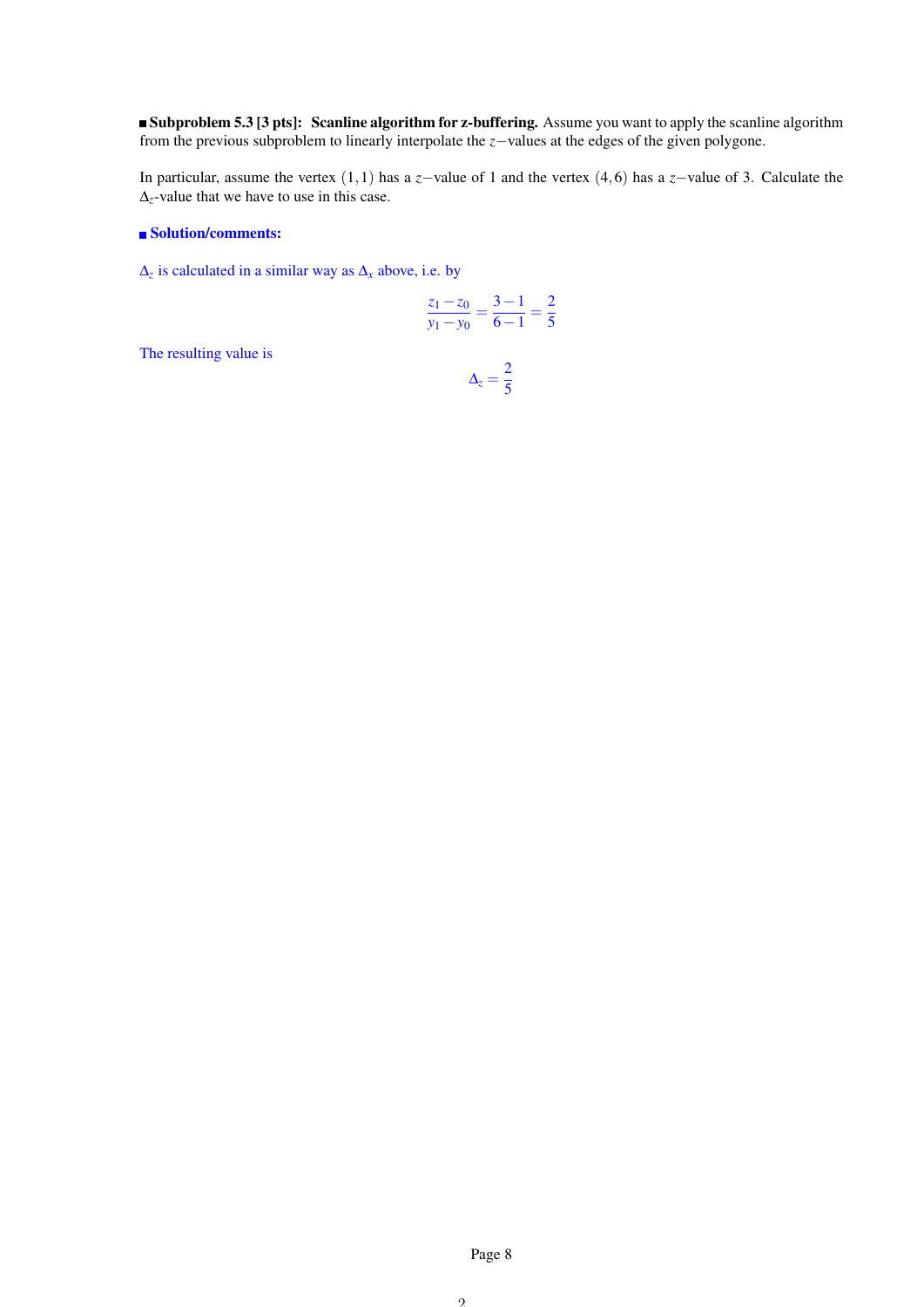■ **Subproblem 5.3 [3 pts]: Scanline algorithm for z-buffering.** Assume you want to apply the scanline algorithm from the previous subproblem to linearly interpolate the $z-$values at the edges of the given polygone.

In particular, assume the vertex $(1,1)$ has a $z-$value of 1 and the vertex $(4,6)$ has a $z-$value of 3. Calculate the $\Delta_z$-value that we have to use in this case.

■ **Solution/comments:**

$\Delta_z$ is calculated in a similar way as $\Delta_x$ above, i.e. by

$$\frac{z_1 - z_0}{y_1 - y_0} = \frac{3-1}{6-1} = \frac{2}{5}$$

The resulting value is

$$\Delta_z = \frac{2}{5}$$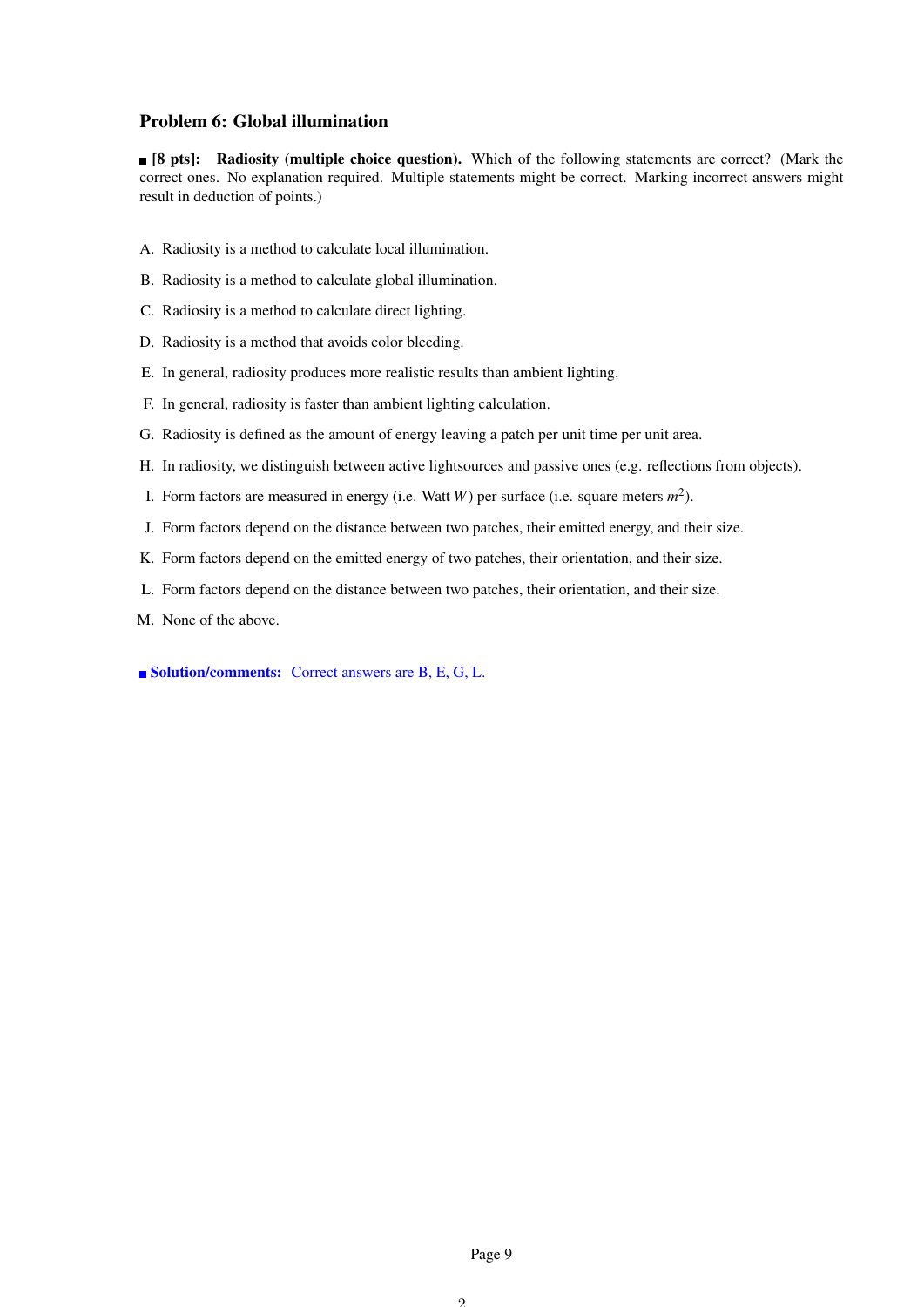### Problem 6: Global illumination

■ **[8 pts]: Radiosity (multiple choice question).** Which of the following statements are correct? (Mark the correct ones. No explanation required. Multiple statements might be correct. Marking incorrect answers might result in deduction of points.)

A. Radiosity is a method to calculate local illumination.

B. Radiosity is a method to calculate global illumination.

C. Radiosity is a method to calculate direct lighting.

D. Radiosity is a method that avoids color bleeding.

E. In general, radiosity produces more realistic results than ambient lighting.

F. In general, radiosity is faster than ambient lighting calculation.

G. Radiosity is defined as the amount of energy leaving a patch per unit time per unit area.

H. In radiosity, we distinguish between active lightsources and passive ones (e.g. reflections from objects).

I. Form factors are measured in energy (i.e. Watt $W$) per surface (i.e. square meters $m^2$).

J. Form factors depend on the distance between two patches, their emitted energy, and their size.

K. Form factors depend on the emitted energy of two patches, their orientation, and their size.

L. Form factors depend on the distance between two patches, their orientation, and their size.

M. None of the above.

■ **Solution/comments:** Correct answers are B, E, G, L.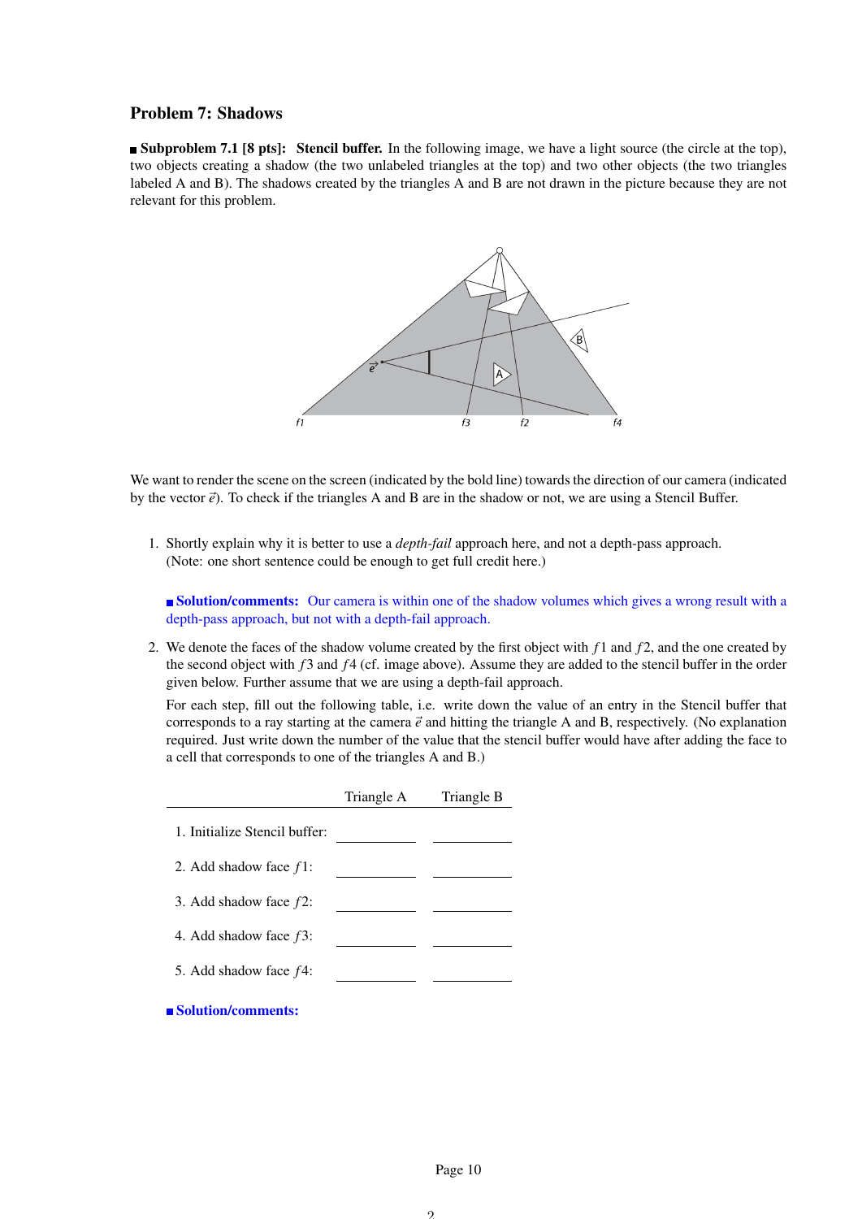## Problem 7: Shadows

■ **Subproblem 7.1 [8 pts]: Stencil buffer.** In the following image, we have a light source (the circle at the top), two objects creating a shadow (the two unlabeled triangles at the top) and two other objects (the two triangles labeled A and B). The shadows created by the triangles A and B are not drawn in the picture because they are not relevant for this problem.

B

A

$\vec{e}$

f1

f3

f2

f4

We want to render the scene on the screen (indicated by the bold line) towards the direction of our camera (indicated by the vector $\vec{e}$). To check if the triangles A and B are in the shadow or not, we are using a Stencil Buffer.

1. Shortly explain why it is better to use a *depth-fail* approach here, and not a depth-pass approach. (Note: one short sentence could be enough to get full credit here.)

   ■ **Solution/comments:** Our camera is within one of the shadow volumes which gives a wrong result with a depth-pass approach, but not with a depth-fail approach.

2. We denote the faces of the shadow volume created by the first object with $f1$ and $f2$, and the one created by the second object with $f3$ and $f4$ (cf. image above). Assume they are added to the stencil buffer in the order given below. Further assume that we are using a depth-fail approach.

   For each step, fill out the following table, i.e. write down the value of an entry in the Stencil buffer that corresponds to a ray starting at the camera $\vec{e}$ and hitting the triangle A and B, respectively. (No explanation required. Just write down the number of the value that the stencil buffer would have after adding the face to a cell that corresponds to one of the triangles A and B.)

| | Triangle A | Triangle B |
|---|---|---|
| 1. Initialize Stencil buffer: | ______ | ______ |
| 2. Add shadow face $f1$: | ______ | ______ |
| 3. Add shadow face $f2$: | ______ | ______ |
| 4. Add shadow face $f3$: | ______ | ______ |
| 5. Add shadow face $f4$: | ______ | ______ |

■ **Solution/comments:**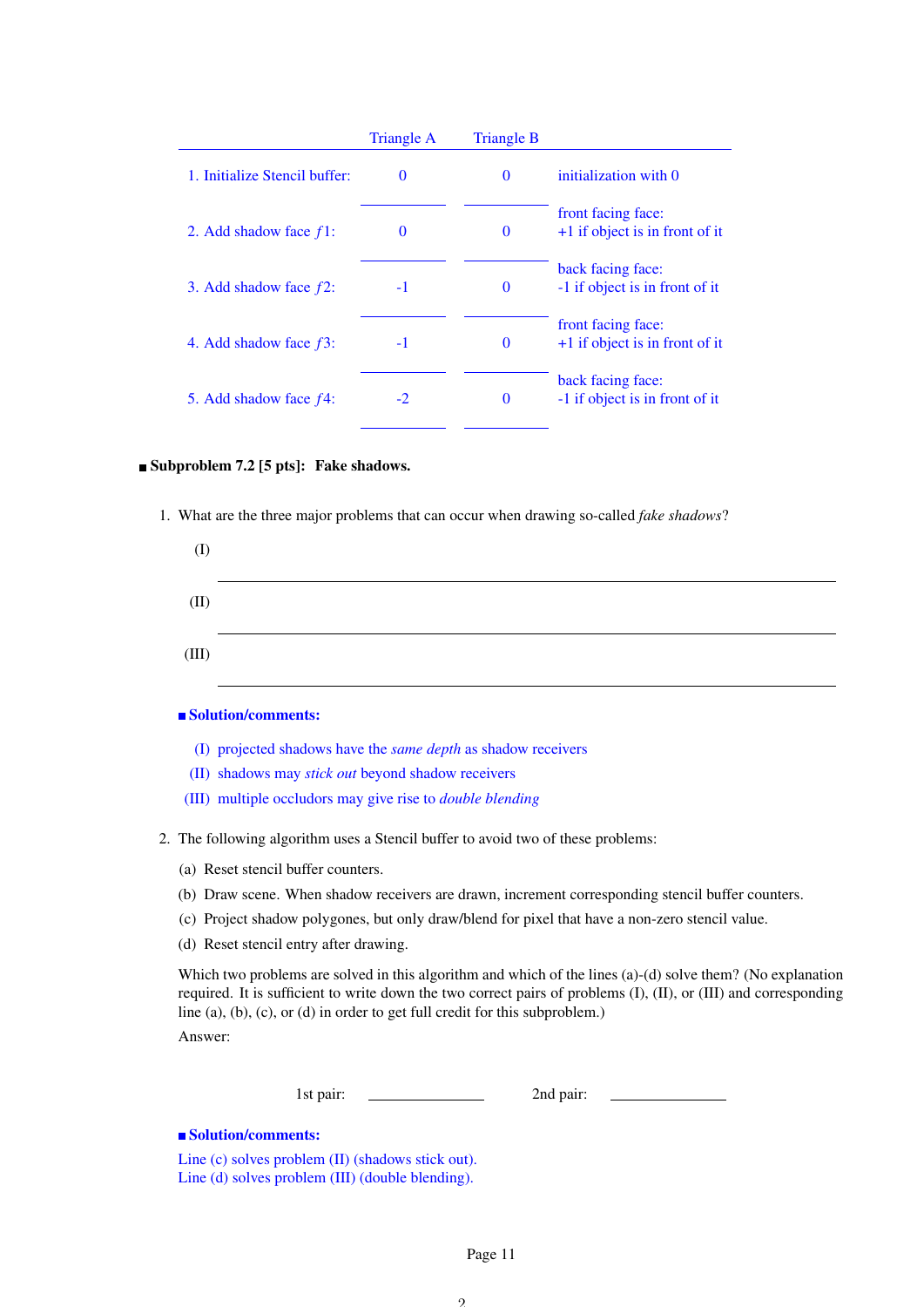| | Triangle A | Triangle B | |
|---|---|---|---|
| 1. Initialize Stencil buffer: | 0 | 0 | initialization with 0 |
| 2. Add shadow face $f1$: | 0 | 0 | front facing face: +1 if object is in front of it |
| 3. Add shadow face $f2$: | -1 | 0 | back facing face: -1 if object is in front of it |
| 4. Add shadow face $f3$: | -1 | 0 | front facing face: +1 if object is in front of it |
| 5. Add shadow face $f4$: | -2 | 0 | back facing face: -1 if object is in front of it |

### Subproblem 7.2 [5 pts]: Fake shadows.

1. What are the three major problems that can occur when drawing so-called *fake shadows*?

   (I) ____________________

   (II) ____________________

   (III) ____________________

   **Solution/comments:**

   (I) projected shadows have the *same depth* as shadow receivers

   (II) shadows may *stick out* beyond shadow receivers

   (III) multiple occludors may give rise to *double blending*

2. The following algorithm uses a Stencil buffer to avoid two of these problems:

   (a) Reset stencil buffer counters.

   (b) Draw scene. When shadow receivers are drawn, increment corresponding stencil buffer counters.

   (c) Project shadow polygones, but only draw/blend for pixel that have a non-zero stencil value.

   (d) Reset stencil entry after drawing.

   Which two problems are solved in this algorithm and which of the lines (a)-(d) solve them? (No explanation required. It is sufficient to write down the two correct pairs of problems (I), (II), or (III) and corresponding line (a), (b), (c), or (d) in order to get full credit for this subproblem.)

   Answer:

   1st pair: ____________ 2nd pair: ____________

   **Solution/comments:**

   Line (c) solves problem (II) (shadows stick out).
   Line (d) solves problem (III) (double blending).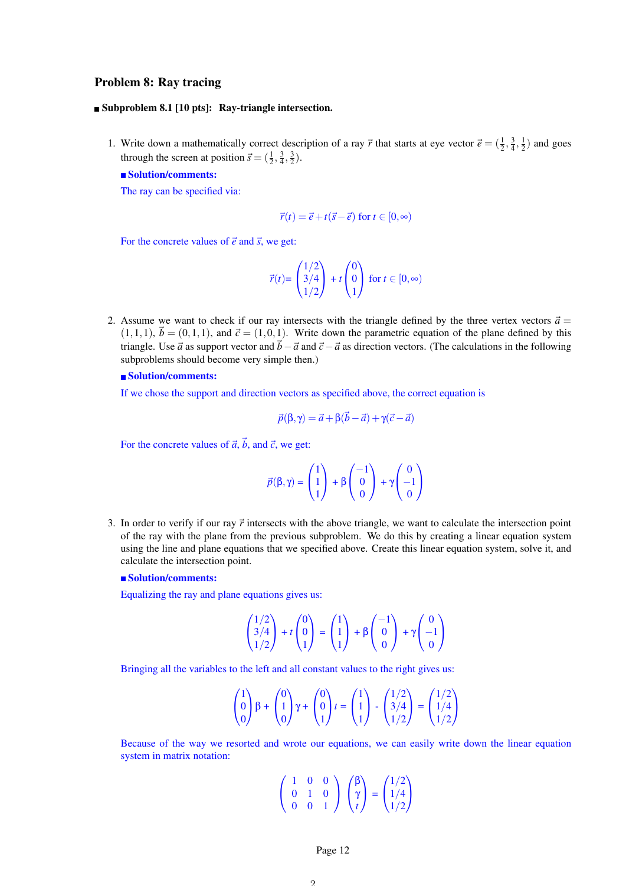## Problem 8: Ray tracing

■ **Subproblem 8.1 [10 pts]: Ray-triangle intersection.**

1. Write down a mathematically correct description of a ray $\vec{r}$ that starts at eye vector $\vec{e} = (\frac{1}{2}, \frac{3}{4}, \frac{1}{2})$ and goes through the screen at position $\vec{s} = (\frac{1}{2}, \frac{3}{4}, \frac{3}{2})$.

   ■ **Solution/comments:**

   The ray can be specified via:

$$\vec{r}(t) = \vec{e} + t(\vec{s} - \vec{e}) \text{ for } t \in [0, \infty)$$

   For the concrete values of $\vec{e}$ and $\vec{s}$, we get:

$$\vec{r}(t) = \begin{pmatrix} 1/2 \\ 3/4 \\ 1/2 \end{pmatrix} + t \begin{pmatrix} 0 \\ 0 \\ 1 \end{pmatrix} \text{ for } t \in [0, \infty)$$

2. Assume we want to check if our ray intersects with the triangle defined by the three vertex vectors $\vec{a} = (1,1,1)$, $\vec{b} = (0,1,1)$, and $\vec{c} = (1,0,1)$. Write down the parametric equation of the plane defined by this triangle. Use $\vec{a}$ as support vector and $\vec{b} - \vec{a}$ and $\vec{c} - \vec{a}$ as direction vectors. (The calculations in the following subproblems should become very simple then.)

   ■ **Solution/comments:**

   If we chose the support and direction vectors as specified above, the correct equation is

$$\vec{p}(\beta, \gamma) = \vec{a} + \beta(\vec{b} - \vec{a}) + \gamma(\vec{c} - \vec{a})$$

   For the concrete values of $\vec{a}$, $\vec{b}$, and $\vec{c}$, we get:

$$\vec{p}(\beta, \gamma) = \begin{pmatrix} 1 \\ 1 \\ 1 \end{pmatrix} + \beta \begin{pmatrix} -1 \\ 0 \\ 0 \end{pmatrix} + \gamma \begin{pmatrix} 0 \\ -1 \\ 0 \end{pmatrix}$$

3. In order to verify if our ray $\vec{r}$ intersects with the above triangle, we want to calculate the intersection point of the ray with the plane from the previous subproblem. We do this by creating a linear equation system using the line and plane equations that we specified above. Create this linear equation system, solve it, and calculate the intersection point.

   ■ **Solution/comments:**

   Equalizing the ray and plane equations gives us:

$$\begin{pmatrix} 1/2 \\ 3/4 \\ 1/2 \end{pmatrix} + t \begin{pmatrix} 0 \\ 0 \\ 1 \end{pmatrix} = \begin{pmatrix} 1 \\ 1 \\ 1 \end{pmatrix} + \beta \begin{pmatrix} -1 \\ 0 \\ 0 \end{pmatrix} + \gamma \begin{pmatrix} 0 \\ -1 \\ 0 \end{pmatrix}$$

   Bringing all the variables to the left and all constant values to the right gives us:

$$\begin{pmatrix} 1 \\ 0 \\ 0 \end{pmatrix} \beta + \begin{pmatrix} 0 \\ 1 \\ 0 \end{pmatrix} \gamma + \begin{pmatrix} 0 \\ 0 \\ 1 \end{pmatrix} t = \begin{pmatrix} 1 \\ 1 \\ 1 \end{pmatrix} - \begin{pmatrix} 1/2 \\ 3/4 \\ 1/2 \end{pmatrix} = \begin{pmatrix} 1/2 \\ 1/4 \\ 1/2 \end{pmatrix}$$

   Because of the way we resorted and wrote our equations, we can easily write down the linear equation system in matrix notation:

$$\begin{pmatrix} 1 & 0 & 0 \\ 0 & 1 & 0 \\ 0 & 0 & 1 \end{pmatrix} \begin{pmatrix} \beta \\ \gamma \\ t \end{pmatrix} = \begin{pmatrix} 1/2 \\ 1/4 \\ 1/2 \end{pmatrix}$$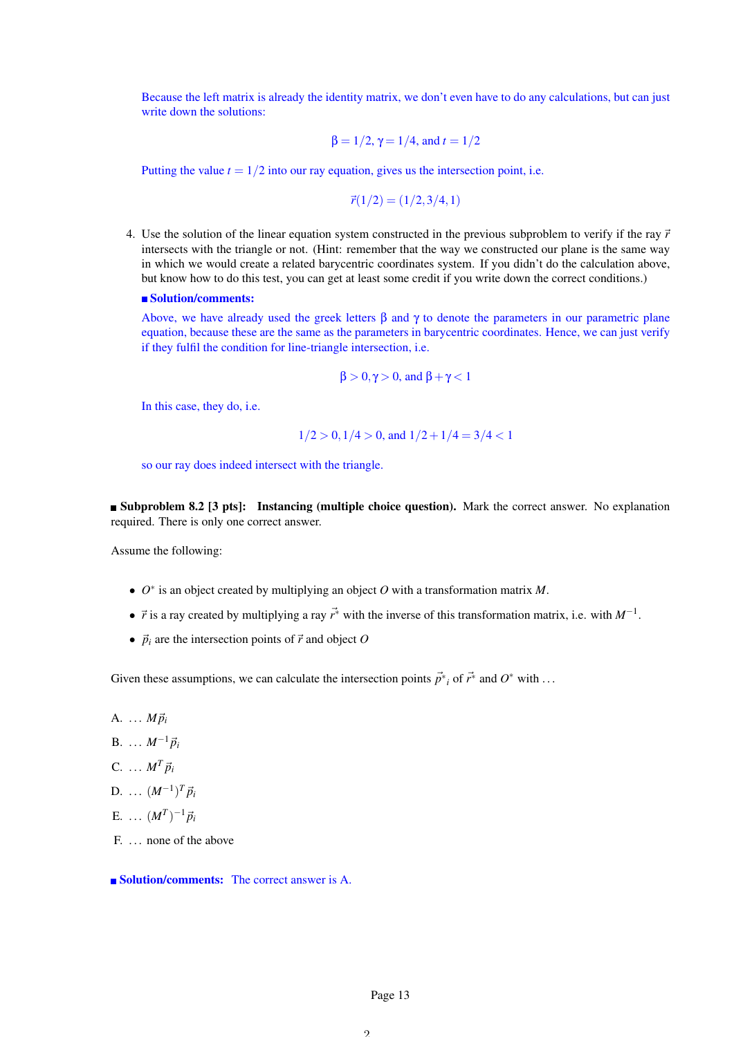Because the left matrix is already the identity matrix, we don't even have to do any calculations, but can just write down the solutions:

$$\beta = 1/2,\ \gamma = 1/4, \text{ and } t = 1/2$$

Putting the value $t = 1/2$ into our ray equation, gives us the intersection point, i.e.

$$\vec{r}(1/2) = (1/2, 3/4, 1)$$

4. Use the solution of the linear equation system constructed in the previous subproblem to verify if the ray $\vec{r}$ intersects with the triangle or not. (Hint: remember that the way we constructed our plane is the same way in which we would create a related barycentric coordinates system. If you didn't do the calculation above, but know how to do this test, you can get at least some credit if you write down the correct conditions.)

   **Solution/comments:**

   Above, we have already used the greek letters $\beta$ and $\gamma$ to denote the parameters in our parametric plane equation, because these are the same as the parameters in barycentric coordinates. Hence, we can just verify if they fulfil the condition for line-triangle intersection, i.e.

$$\beta > 0, \gamma > 0, \text{ and } \beta + \gamma < 1$$

   In this case, they do, i.e.

$$1/2 > 0, 1/4 > 0, \text{ and } 1/2 + 1/4 = 3/4 < 1$$

   so our ray does indeed intersect with the triangle.

**Subproblem 8.2 [3 pts]: Instancing (multiple choice question).** Mark the correct answer. No explanation required. There is only one correct answer.

Assume the following:

- $O^*$ is an object created by multiplying an object $O$ with a transformation matrix $M$.
- $\vec{r}$ is a ray created by multiplying a ray $\vec{r^*}$ with the inverse of this transformation matrix, i.e. with $M^{-1}$.
- $\vec{p}_i$ are the intersection points of $\vec{r}$ and object $O$

Given these assumptions, we can calculate the intersection points $\vec{p^*}_i$ of $\vec{r^*}$ and $O^*$ with ...

A. ... $M\vec{p}_i$

B. ... $M^{-1}\vec{p}_i$

C. ... $M^T\vec{p}_i$

D. ... $(M^{-1})^T\vec{p}_i$

E. ... $(M^T)^{-1}\vec{p}_i$

F. ... none of the above

**Solution/comments:** The correct answer is A.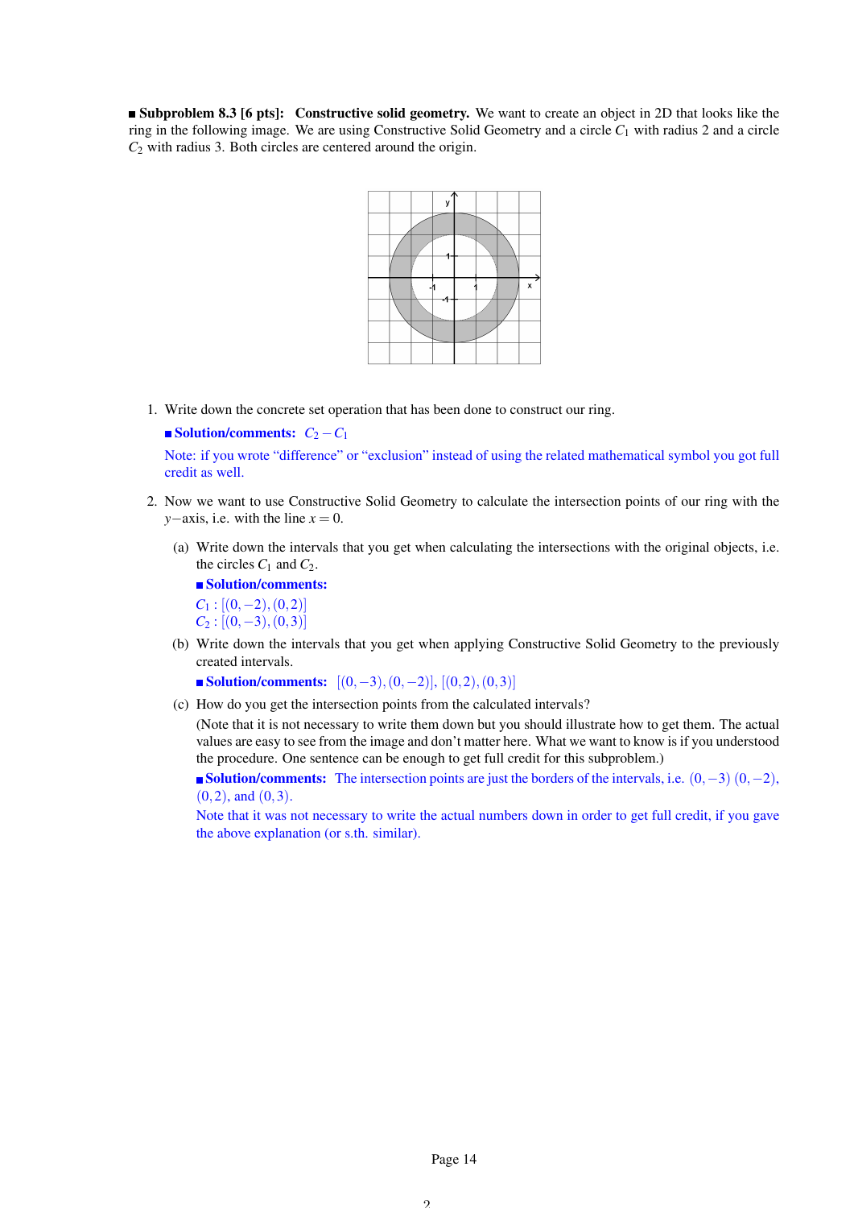■ **Subproblem 8.3 [6 pts]: Constructive solid geometry.** We want to create an object in 2D that looks like the ring in the following image. We are using Constructive Solid Geometry and a circle $C_1$ with radius 2 and a circle $C_2$ with radius 3. Both circles are centered around the origin.

y
1
-1
1
-1
x

1. Write down the concrete set operation that has been done to construct our ring.

   ■ **Solution/comments:** $C_2 - C_1$

   Note: if you wrote "difference" or "exclusion" instead of using the related mathematical symbol you got full credit as well.

2. Now we want to use Constructive Solid Geometry to calculate the intersection points of our ring with the $y-$axis, i.e. with the line $x = 0$.

   (a) Write down the intervals that you get when calculating the intersections with the original objects, i.e. the circles $C_1$ and $C_2$.

   ■ **Solution/comments:**
   $C_1 : [(0,-2),(0,2)]$
   $C_2 : [(0,-3),(0,3)]$

   (b) Write down the intervals that you get when applying Constructive Solid Geometry to the previously created intervals.

   ■ **Solution/comments:** $[(0,-3),(0,-2)]$, $[(0,2),(0,3)]$

   (c) How do you get the intersection points from the calculated intervals?
   (Note that it is not necessary to write them down but you should illustrate how to get them. The actual values are easy to see from the image and don't matter here. What we want to know is if you understood the procedure. One sentence can be enough to get full credit for this subproblem.)

   ■ **Solution/comments:** The intersection points are just the borders of the intervals, i.e. $(0,-3)$ $(0,-2)$, $(0,2)$, and $(0,3)$.

   Note that it was not necessary to write the actual numbers down in order to get full credit, if you gave the above explanation (or s.th. similar).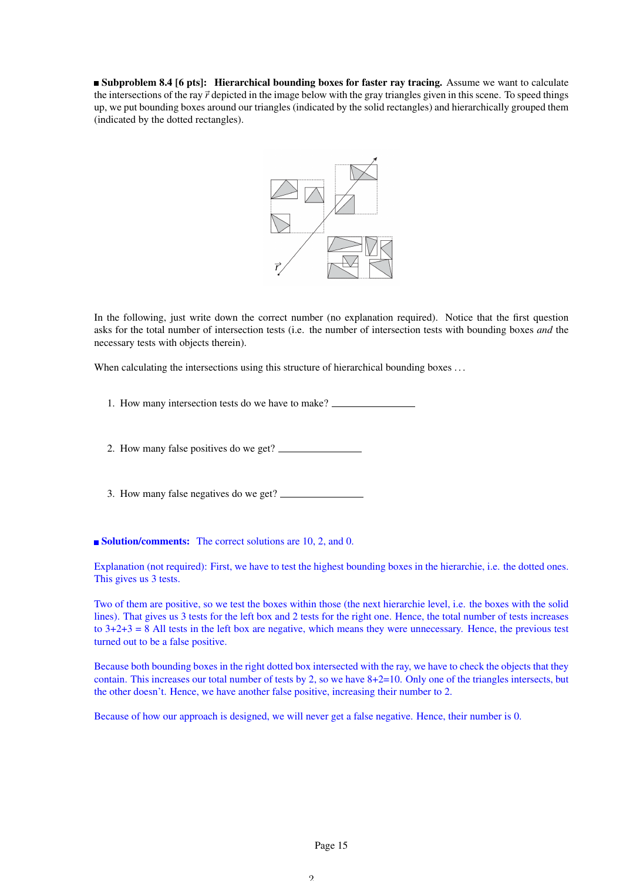■ **Subproblem 8.4 [6 pts]: Hierarchical bounding boxes for faster ray tracing.** Assume we want to calculate the intersections of the ray $\vec{r}$ depicted in the image below with the gray triangles given in this scene. To speed things up, we put bounding boxes around our triangles (indicated by the solid rectangles) and hierarchically grouped them (indicated by the dotted rectangles).

$\vec{r}$

In the following, just write down the correct number (no explanation required). Notice that the first question asks for the total number of intersection tests (i.e. the number of intersection tests with bounding boxes *and* the necessary tests with objects therein).

When calculating the intersections using this structure of hierarchical bounding boxes ...

1. How many intersection tests do we have to make? \_\_\_\_\_\_\_\_\_\_\_\_\_\_\_\_

2. How many false positives do we get? \_\_\_\_\_\_\_\_\_\_\_\_\_\_\_\_

3. How many false negatives do we get? \_\_\_\_\_\_\_\_\_\_\_\_\_\_\_\_

■ **Solution/comments:** The correct solutions are 10, 2, and 0.

Explanation (not required): First, we have to test the highest bounding boxes in the hierarchie, i.e. the dotted ones. This gives us 3 tests.

Two of them are positive, so we test the boxes within those (the next hierarchie level, i.e. the boxes with the solid lines). That gives us 3 tests for the left box and 2 tests for the right one. Hence, the total number of tests increases to 3+2+3 = 8 All tests in the left box are negative, which means they were unnecessary. Hence, the previous test turned out to be a false positive.

Because both bounding boxes in the right dotted box intersected with the ray, we have to check the objects that they contain. This increases our total number of tests by 2, so we have 8+2=10. Only one of the triangles intersects, but the other doesn't. Hence, we have another false positive, increasing their number to 2.

Because of how our approach is designed, we will never get a false negative. Hence, their number is 0.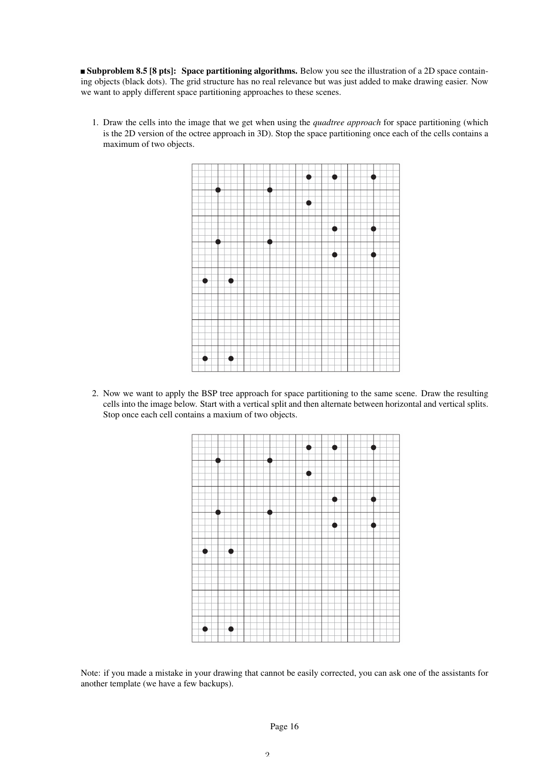■ **Subproblem 8.5 [8 pts]: Space partitioning algorithms.** Below you see the illustration of a 2D space containing objects (black dots). The grid structure has no real relevance but was just added to make drawing easier. Now we want to apply different space partitioning approaches to these scenes.

1. Draw the cells into the image that we get when using the *quadtree approach* for space partitioning (which is the 2D version of the octree approach in 3D). Stop the space partitioning once each of the cells contains a maximum of two objects.

2. Now we want to apply the BSP tree approach for space partitioning to the same scene. Draw the resulting cells into the image below. Start with a vertical split and then alternate between horizontal and vertical splits. Stop once each cell contains a maxium of two objects.

Note: if you made a mistake in your drawing that cannot be easily corrected, you can ask one of the assistants for another template (we have a few backups).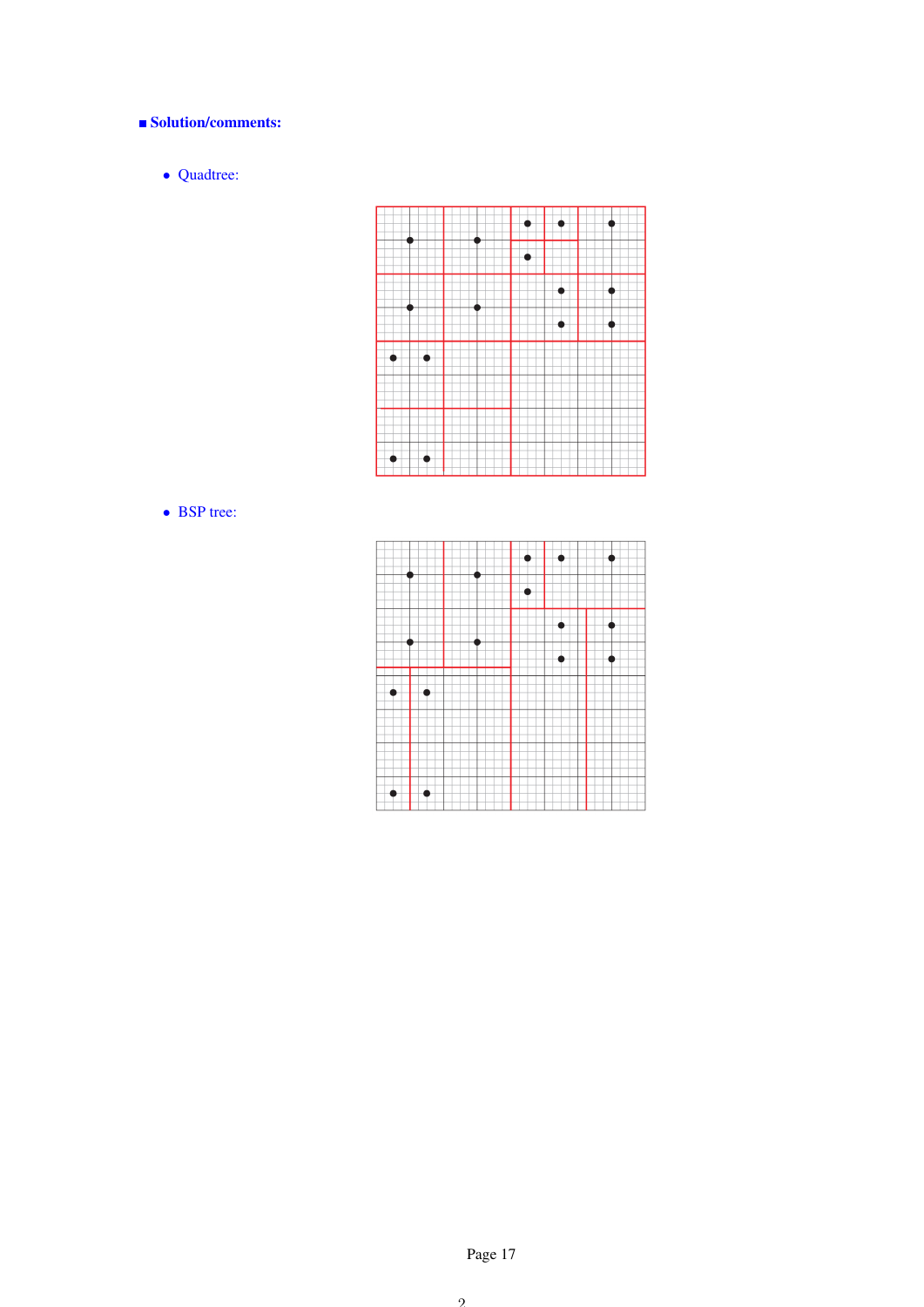■ **Solution/comments:**

- Quadtree:

- BSP tree: